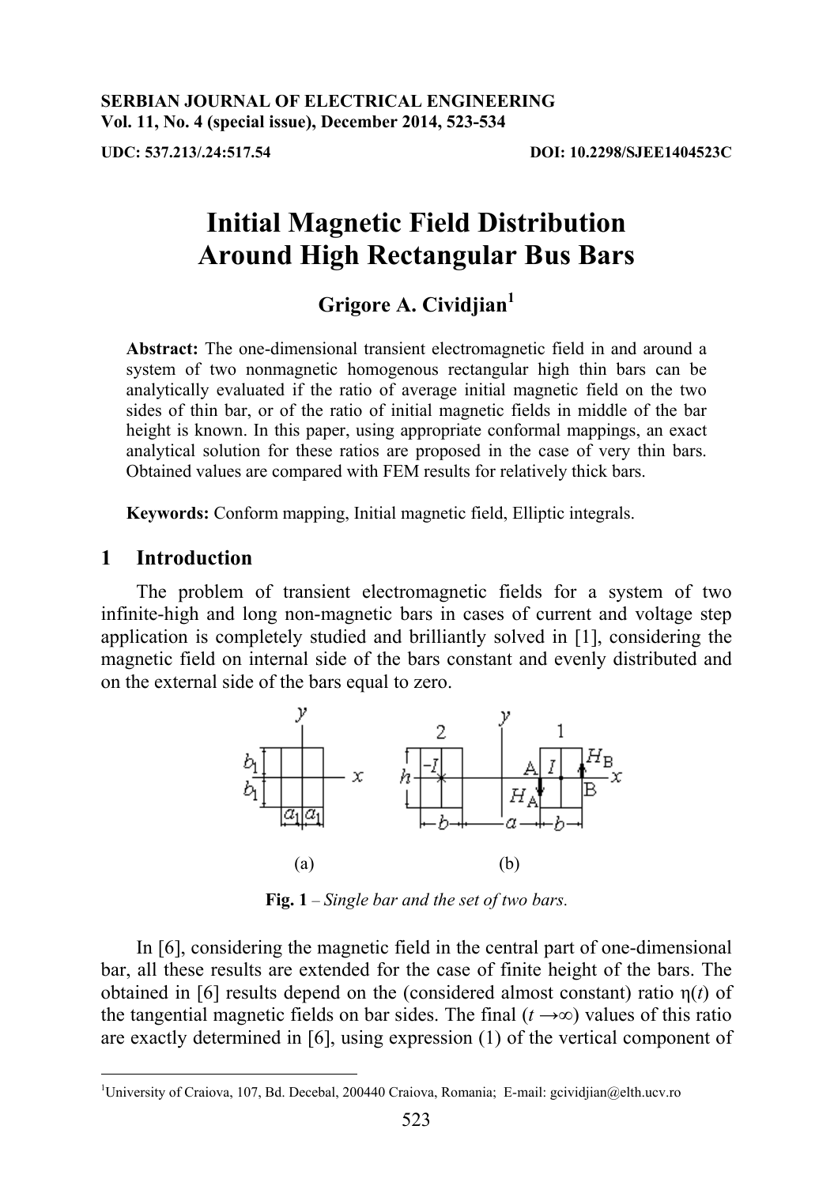**SERBIAN JOURNAL OF ELECTRICAL ENGINEERING**
**Vol. 11, No. 4 (special issue), December 2014, 523-534**

**UDC: 537.213/.24:517.54** **DOI: 10.2298/SJEE1404523C**

# Initial Magnetic Field Distribution Around High Rectangular Bus Bars

## Grigore A. Cividjian[1]

**Abstract:** The one-dimensional transient electromagnetic field in and around a system of two nonmagnetic homogenous rectangular high thin bars can be analytically evaluated if the ratio of average initial magnetic field on the two sides of thin bar, or of the ratio of initial magnetic fields in middle of the bar height is known. In this paper, using appropriate conformal mappings, an exact analytical solution for these ratios are proposed in the case of very thin bars. Obtained values are compared with FEM results for relatively thick bars.

**Keywords:** Conform mapping, Initial magnetic field, Elliptic integrals.

## 1 Introduction

The problem of transient electromagnetic fields for a system of two infinite-high and long non-magnetic bars in cases of current and voltage step application is completely studied and brilliantly solved in [1], considering the magnetic field on internal side of the bars constant and evenly distributed and on the external side of the bars equal to zero.

(a) (b)

**Fig. 1** – *Single bar and the set of two bars.*

In [6], considering the magnetic field in the central part of one-dimensional bar, all these results are extended for the case of finite height of the bars. The obtained in [6] results depend on the (considered almost constant) ratio $\eta(t)$ of the tangential magnetic fields on bar sides. The final ($t \to \infty$) values of this ratio are exactly determined in [6], using expression (1) of the vertical component of

---

[1]University of Craiova, 107, Bd. Decebal, 200440 Craiova, Romania; E-mail: gcividjian@elth.ucv.ro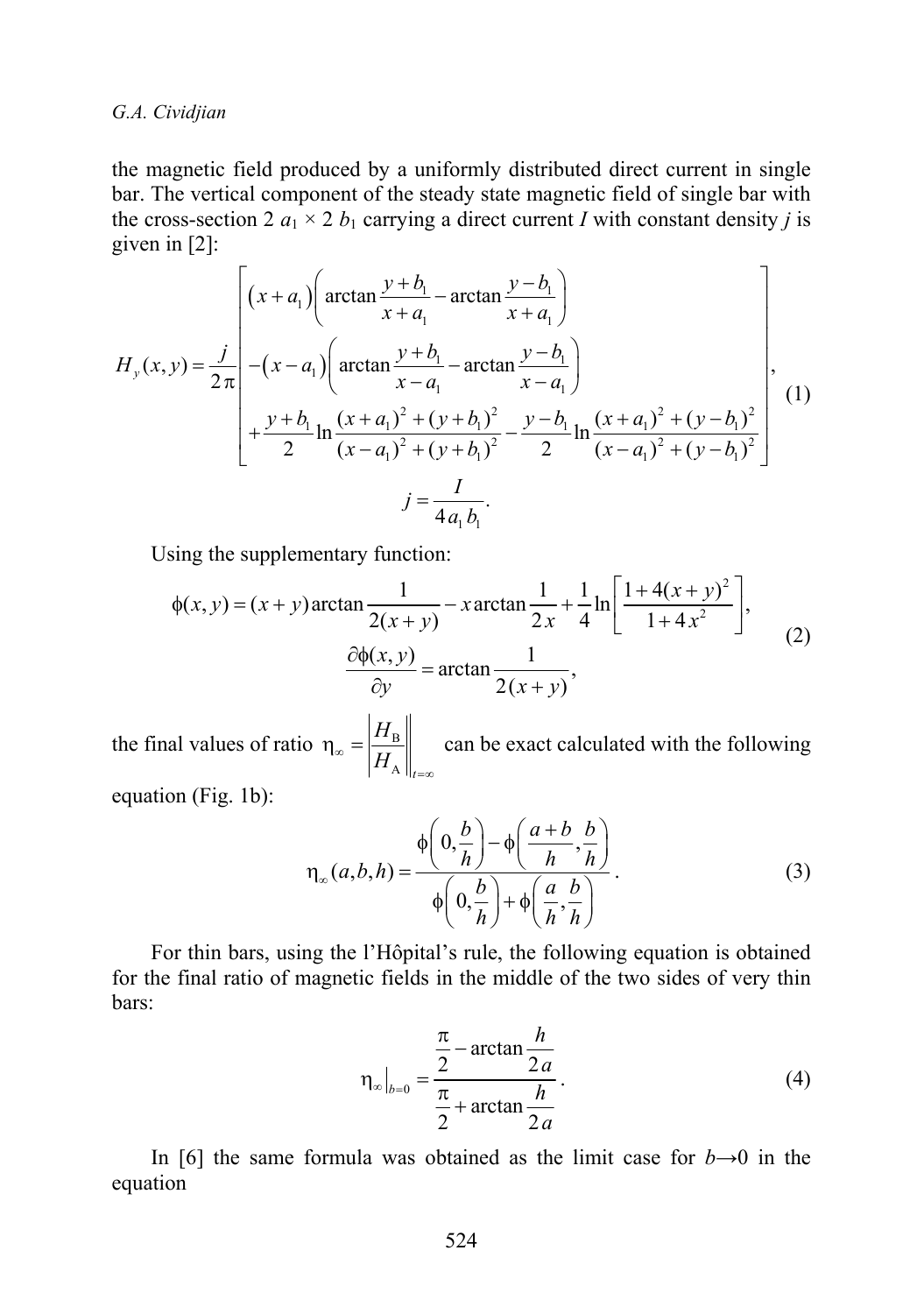the magnetic field produced by a uniformly distributed direct current in single bar. The vertical component of the steady state magnetic field of single bar with the cross-section 2 $a_1$ × 2 $b_1$ carrying a direct current $I$ with constant density $j$ is given in [2]:

$$
H_y(x,y) = \frac{j}{2\pi}\left[\begin{array}{l}
\left(x+a_1\right)\left(\arctan\dfrac{y+b_1}{x+a_1} - \arctan\dfrac{y-b_1}{x+a_1}\right) \\
-\left(x-a_1\right)\left(\arctan\dfrac{y+b_1}{x-a_1} - \arctan\dfrac{y-b_1}{x-a_1}\right) \\
+\dfrac{y+b_1}{2}\ln\dfrac{(x+a_1)^2+(y+b_1)^2}{(x-a_1)^2+(y+b_1)^2} - \dfrac{y-b_1}{2}\ln\dfrac{(x+a_1)^2+(y-b_1)^2}{(x-a_1)^2+(y-b_1)^2}
\end{array}\right], \tag{1}
$$

$$
j = \frac{I}{4a_1 b_1}.
$$

Using the supplementary function:

$$
\phi(x,y) = (x+y)\arctan\frac{1}{2(x+y)} - x\arctan\frac{1}{2x} + \frac{1}{4}\ln\left[\frac{1+4(x+y)^2}{1+4x^2}\right],
$$

$$
\frac{\partial\phi(x,y)}{\partial y} = \arctan\frac{1}{2(x+y)}, \tag{2}
$$

the final values of ratio $\eta_\infty = \left|\dfrac{H_{\text{B}}}{H_{\text{A}}}\right|_{t=\infty}$ can be exact calculated with the following equation (Fig. 1b):

$$
\eta_\infty(a,b,h) = \frac{\phi\left(0,\dfrac{b}{h}\right) - \phi\left(\dfrac{a+b}{h},\dfrac{b}{h}\right)}{\phi\left(0,\dfrac{b}{h}\right) + \phi\left(\dfrac{a}{h},\dfrac{b}{h}\right)}. \tag{3}
$$

For thin bars, using the l'Hôpital's rule, the following equation is obtained for the final ratio of magnetic fields in the middle of the two sides of very thin bars:

$$
\eta_\infty\big|_{b=0} = \frac{\dfrac{\pi}{2} - \arctan\dfrac{h}{2a}}{\dfrac{\pi}{2} + \arctan\dfrac{h}{2a}}. \tag{4}
$$

In [6] the same formula was obtained as the limit case for $b \to 0$ in the equation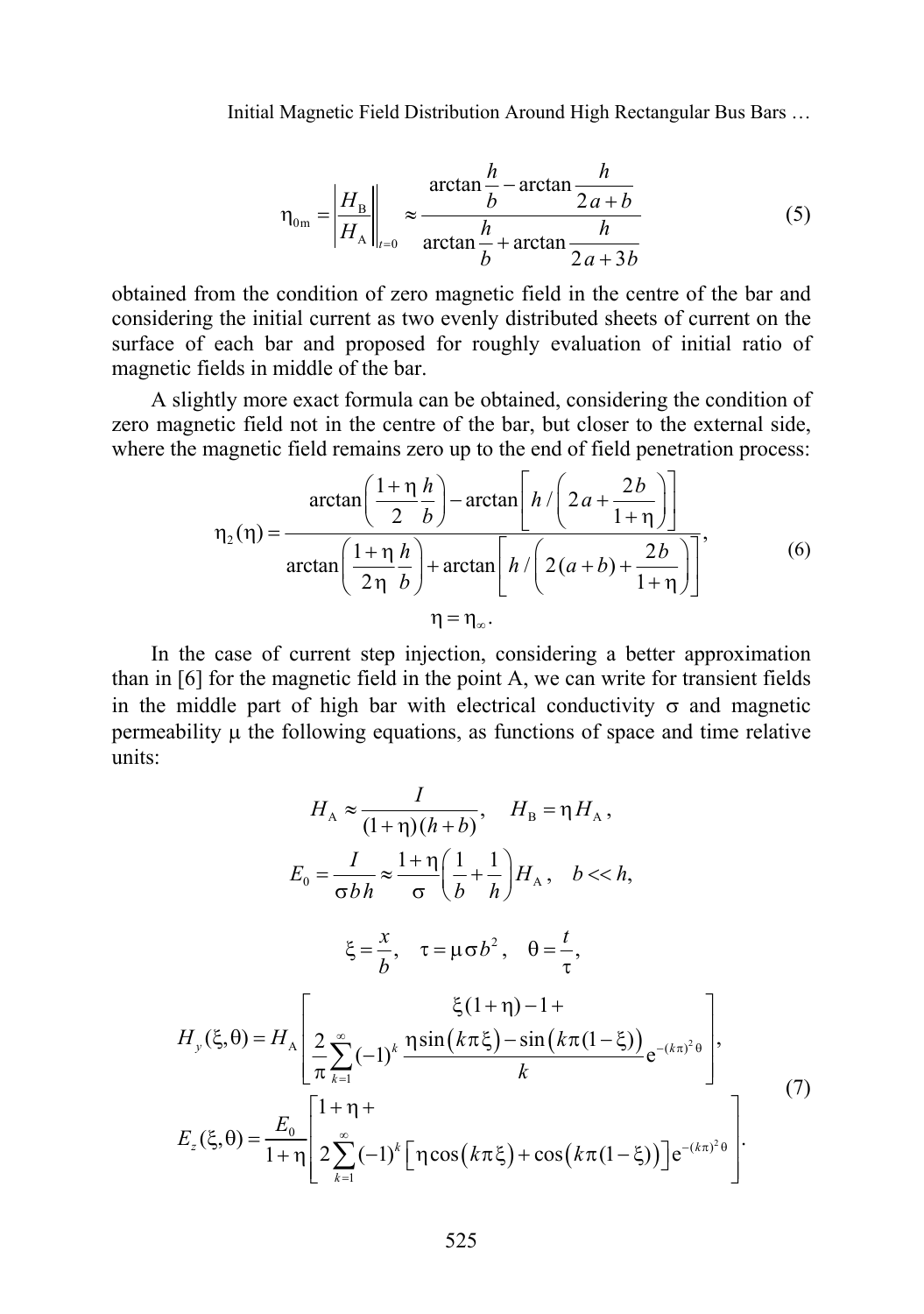$$\eta_{0\mathrm{m}} = \left|\frac{H_\mathrm{B}}{H_\mathrm{A}}\right|_{t=0} \approx \frac{\arctan\dfrac{h}{b} - \arctan\dfrac{h}{2a+b}}{\arctan\dfrac{h}{b} + \arctan\dfrac{h}{2a+3b}} \tag{5}$$

obtained from the condition of zero magnetic field in the centre of the bar and considering the initial current as two evenly distributed sheets of current on the surface of each bar and proposed for roughly evaluation of initial ratio of magnetic fields in middle of the bar.

A slightly more exact formula can be obtained, considering the condition of zero magnetic field not in the centre of the bar, but closer to the external side, where the magnetic field remains zero up to the end of field penetration process:

$$\eta_2(\eta) = \frac{\arctan\left(\dfrac{1+\eta}{2}\dfrac{h}{b}\right) - \arctan\left[h \Big/ \left(2a + \dfrac{2b}{1+\eta}\right)\right]}{\arctan\left(\dfrac{1+\eta}{2\eta}\dfrac{h}{b}\right) + \arctan\left[h \Big/ \left(2(a+b) + \dfrac{2b}{1+\eta}\right)\right]}, \tag{6}$$

$$\eta = \eta_\infty .$$

In the case of current step injection, considering a better approximation than in [6] for the magnetic field in the point A, we can write for transient fields in the middle part of high bar with electrical conductivity $\sigma$ and magnetic permeability $\mu$ the following equations, as functions of space and time relative units:

$$H_\mathrm{A} \approx \frac{I}{(1+\eta)(h+b)}, \quad H_\mathrm{B} = \eta H_\mathrm{A},$$

$$E_0 = \frac{I}{\sigma b h} \approx \frac{1+\eta}{\sigma}\left(\frac{1}{b} + \frac{1}{h}\right) H_\mathrm{A}, \quad b << h,$$

$$\xi = \frac{x}{b}, \quad \tau = \mu\sigma b^2, \quad \theta = \frac{t}{\tau},$$

$$H_y(\xi,\theta) = H_\mathrm{A}\left[\begin{array}{c}\xi(1+\eta) - 1 + \\ \dfrac{2}{\pi}\displaystyle\sum_{k=1}^{\infty}(-1)^k \dfrac{\eta\sin(k\pi\xi) - \sin(k\pi(1-\xi))}{k}\mathrm{e}^{-(k\pi)^2\theta}\end{array}\right],$$

$$E_z(\xi,\theta) = \frac{E_0}{1+\eta}\left[\begin{array}{l}1+\eta + \\ 2\displaystyle\sum_{k=1}^{\infty}(-1)^k\left[\eta\cos(k\pi\xi) + \cos(k\pi(1-\xi))\right]\mathrm{e}^{-(k\pi)^2\theta}\end{array}\right]. \tag{7}$$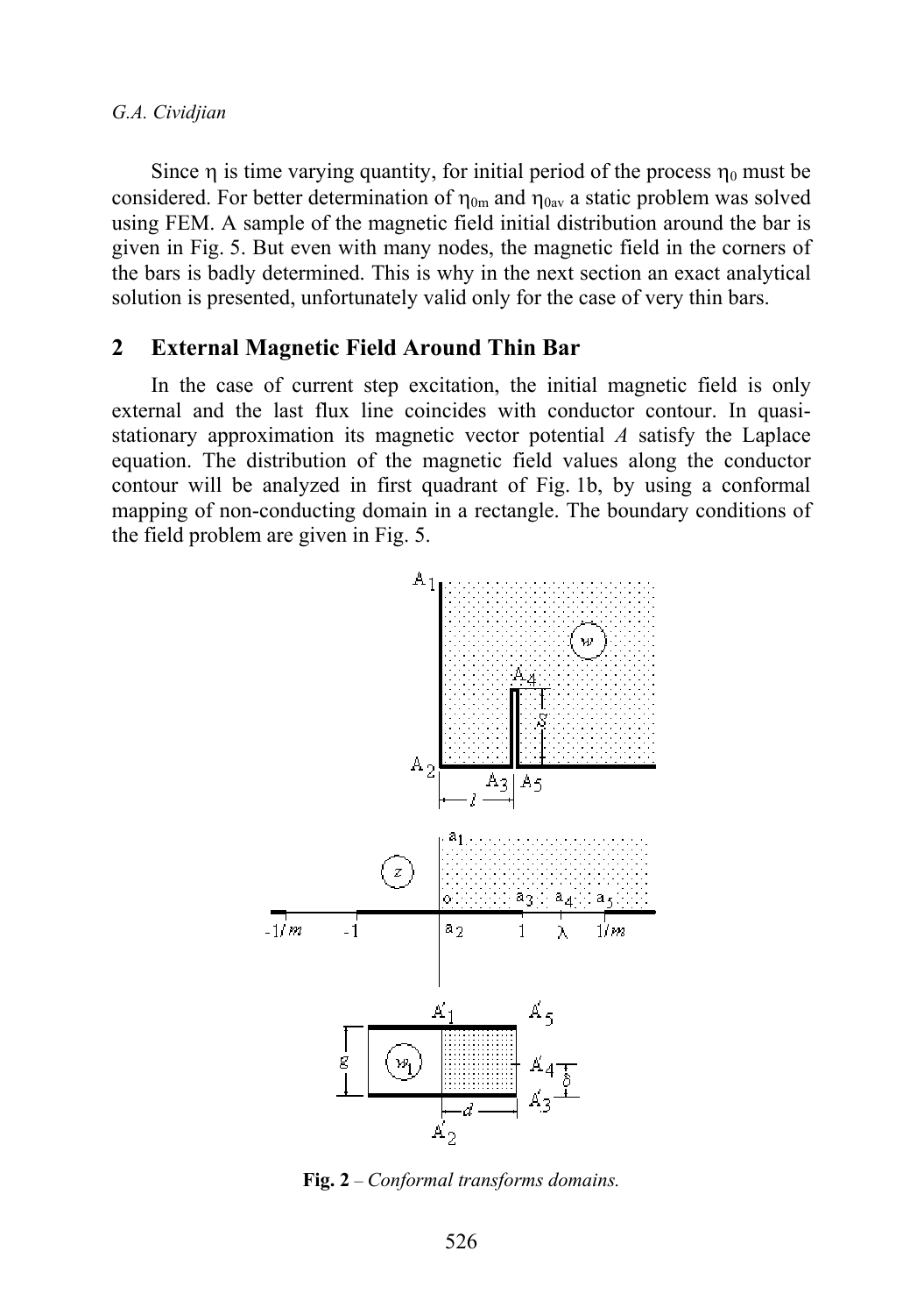Since $\eta$ is time varying quantity, for initial period of the process $\eta_0$ must be considered. For better determination of $\eta_{0m}$ and $\eta_{0av}$ a static problem was solved using FEM. A sample of the magnetic field initial distribution around the bar is given in Fig. 5. But even with many nodes, the magnetic field in the corners of the bars is badly determined. This is why in the next section an exact analytical solution is presented, unfortunately valid only for the case of very thin bars.

## 2 External Magnetic Field Around Thin Bar

In the case of current step excitation, the initial magnetic field is only external and the last flux line coincides with conductor contour. In quasi-stationary approximation its magnetic vector potential $A$ satisfy the Laplace equation. The distribution of the magnetic field values along the conductor contour will be analyzed in first quadrant of Fig. 1b, by using a conformal mapping of non-conducting domain in a rectangle. The boundary conditions of the field problem are given in Fig. 5.

**Fig. 2** – *Conformal transforms domains.*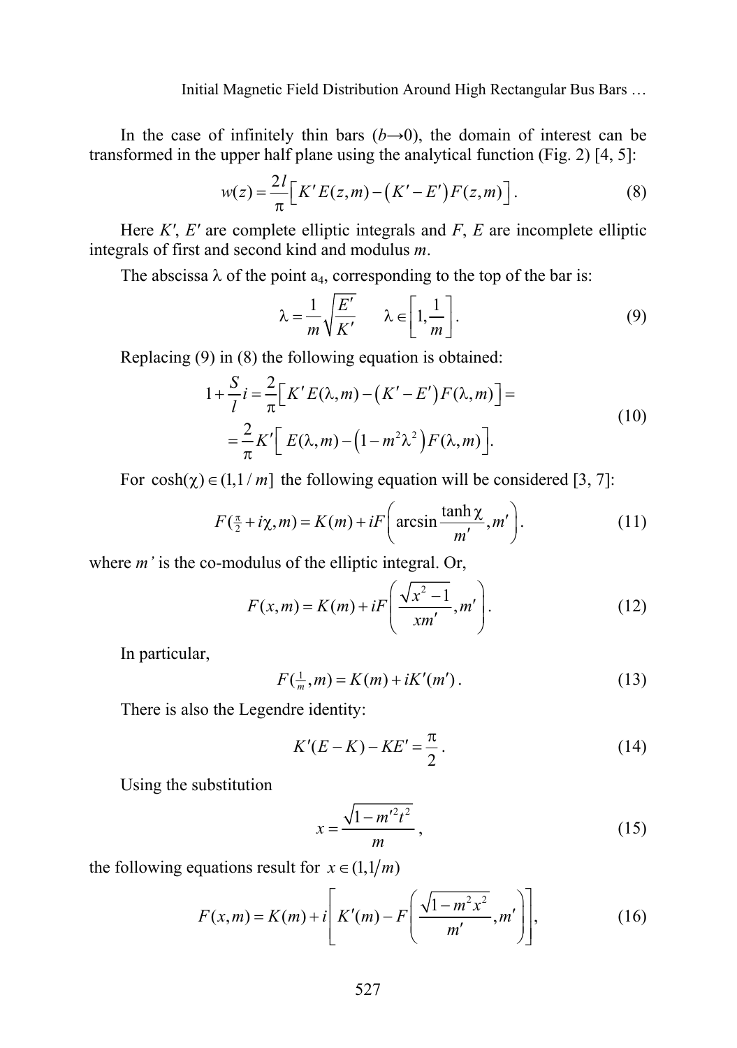In the case of infinitely thin bars ($b\to 0$), the domain of interest can be transformed in the upper half plane using the analytical function (Fig. 2) [4, 5]:

$$w(z)=\frac{2l}{\pi}\Big[K'\,E(z,m)-\big(K'-E'\big)F(z,m)\Big]. \tag{8}$$

Here $K'$, $E'$ are complete elliptic integrals and $F$, $E$ are incomplete elliptic integrals of first and second kind and modulus $m$.

The abscissa $\lambda$ of the point $a_4$, corresponding to the top of the bar is:

$$\lambda=\frac{1}{m}\sqrt{\frac{E'}{K'}}\qquad \lambda\in\left[1,\frac{1}{m}\right]. \tag{9}$$

Replacing (9) in (8) the following equation is obtained:

$$\begin{aligned}1+\frac{S}{l}i&=\frac{2}{\pi}\Big[K'\,E(\lambda,m)-\big(K'-E'\big)F(\lambda,m)\Big]=\\&=\frac{2}{\pi}K'\Big[\,E(\lambda,m)-\big(1-m^2\lambda^2\big)F(\lambda,m)\Big].\end{aligned} \tag{10}$$

For $\cosh(\chi)\in(1,1/m]$ the following equation will be considered [3, 7]:

$$F(\tfrac{\pi}{2}+i\chi,m)=K(m)+iF\left(\arcsin\frac{\tanh\chi}{m'},m'\right). \tag{11}$$

where $m'$ is the co-modulus of the elliptic integral. Or,

$$F(x,m)=K(m)+iF\left(\frac{\sqrt{x^2-1}}{xm'},m'\right). \tag{12}$$

In particular,

$$F(\tfrac{1}{m},m)=K(m)+iK'(m'). \tag{13}$$

There is also the Legendre identity:

$$K'(E-K)-KE'=\frac{\pi}{2}. \tag{14}$$

Using the substitution

$$x=\frac{\sqrt{1-m'^2t^2}}{m}, \tag{15}$$

the following equations result for $x\in(1,1/m)$

$$F(x,m)=K(m)+i\left[K'(m)-F\left(\frac{\sqrt{1-m^2x^2}}{m'},m'\right)\right], \tag{16}$$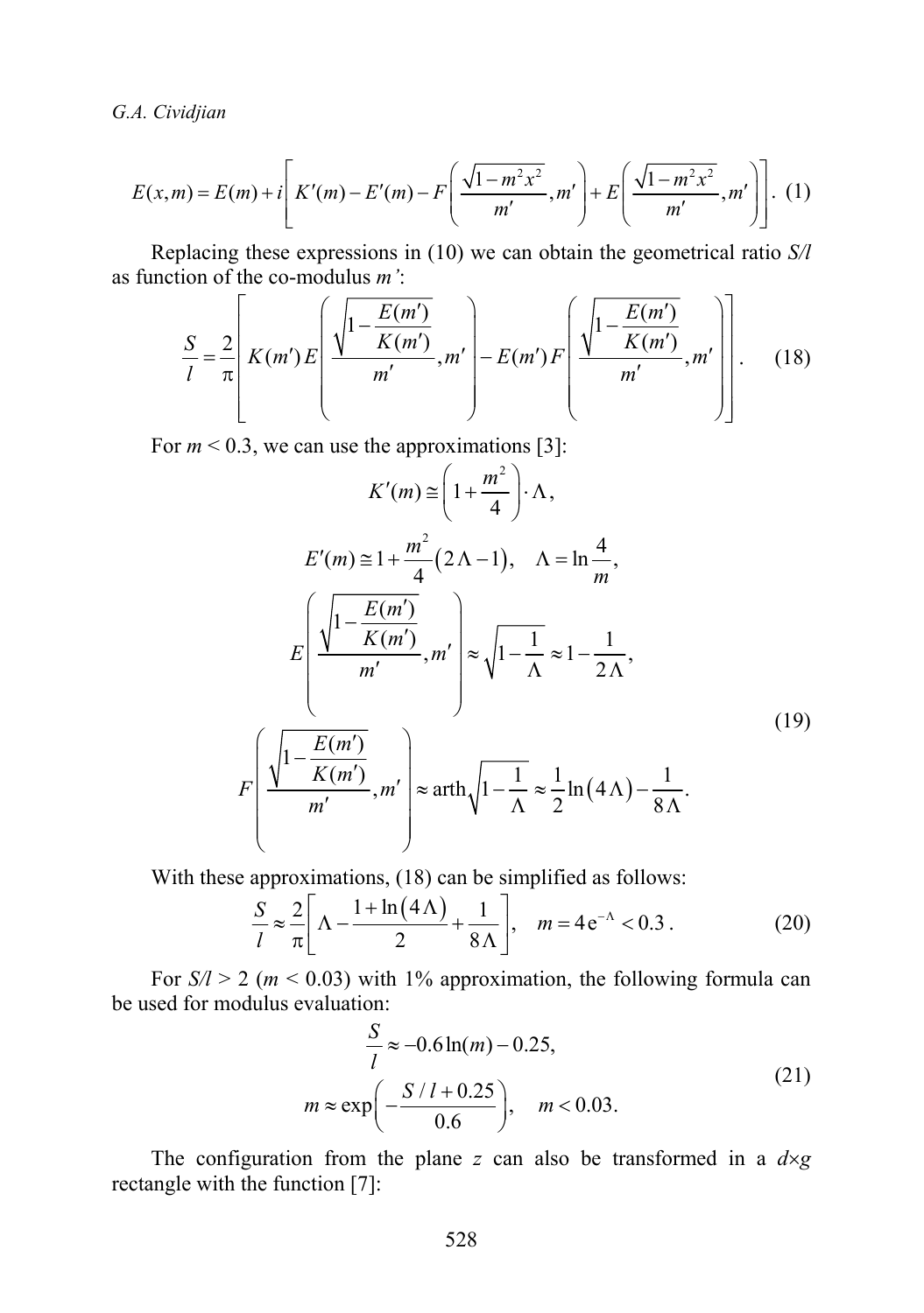$$E(x,m) = E(m) + i\left[ K'(m) - E'(m) - F\left( \frac{\sqrt{1-m^2x^2}}{m'}, m' \right) + E\left( \frac{\sqrt{1-m^2x^2}}{m'}, m' \right) \right]. \quad (1)$$

Replacing these expressions in (10) we can obtain the geometrical ratio *S/l* as function of the co-modulus *m'*:

$$\frac{S}{l} = \frac{2}{\pi}\left[ K(m')\, E\left( \frac{\sqrt{1-\dfrac{E(m')}{K(m')}}}{m'}, m' \right) - E(m')\, F\left( \frac{\sqrt{1-\dfrac{E(m')}{K(m')}}}{m'}, m' \right) \right]. \quad (18)$$

For $m < 0.3$, we can use the approximations [3]:

$$K'(m) \cong \left(1 + \frac{m^2}{4}\right)\cdot \Lambda,$$

$$E'(m) \cong 1 + \frac{m^2}{4}\left(2\Lambda - 1\right), \quad \Lambda = \ln\frac{4}{m},$$

$$E\left( \frac{\sqrt{1-\dfrac{E(m')}{K(m')}}}{m'}, m' \right) \approx \sqrt{1-\frac{1}{\Lambda}} \approx 1 - \frac{1}{2\Lambda},$$

$$F\left( \frac{\sqrt{1-\dfrac{E(m')}{K(m')}}}{m'}, m' \right) \approx \operatorname{arth}\sqrt{1-\frac{1}{\Lambda}} \approx \frac{1}{2}\ln\left(4\Lambda\right) - \frac{1}{8\Lambda}. \quad (19)$$

With these approximations, (18) can be simplified as follows:

$$\frac{S}{l} \approx \frac{2}{\pi}\left[ \Lambda - \frac{1+\ln\left(4\Lambda\right)}{2} + \frac{1}{8\Lambda} \right], \quad m = 4\,\mathrm{e}^{-\Lambda} < 0.3\,. \quad (20)$$

For $S/l > 2$ ($m < 0.03$) with 1% approximation, the following formula can be used for modulus evaluation:

$$\frac{S}{l} \approx -0.6\ln(m) - 0.25,$$

$$m \approx \exp\left( -\frac{S/l + 0.25}{0.6} \right), \quad m < 0.03. \quad (21)$$

The configuration from the plane *z* can also be transformed in a $d\times g$ rectangle with the function [7]: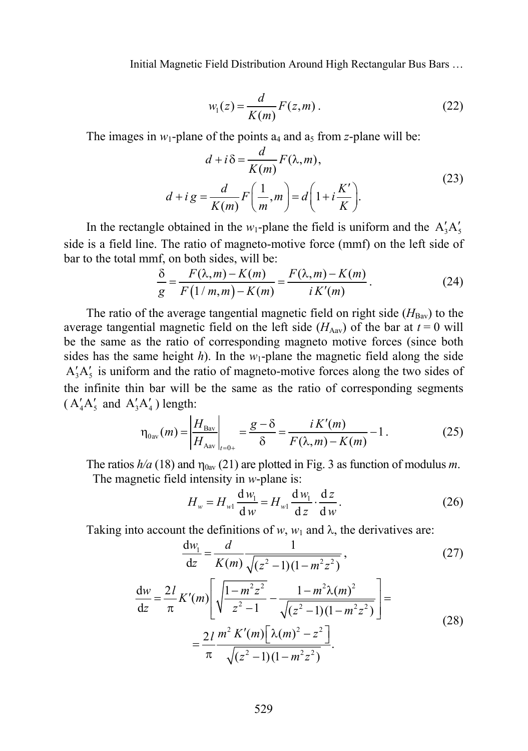$$w_1(z) = \frac{d}{K(m)} F(z,m) \,. \tag{22}$$

The images in $w_1$-plane of the points $a_4$ and $a_5$ from $z$-plane will be:

$$\begin{aligned} d + i\,\delta &= \frac{d}{K(m)} F(\lambda, m), \\ d + i\,g &= \frac{d}{K(m)} F\left(\frac{1}{m}, m\right) = d\left(1 + i\frac{K'}{K}\right). \end{aligned} \tag{23}$$

In the rectangle obtained in the $w_1$-plane the field is uniform and the $A'_3A'_5$ side is a field line. The ratio of magneto-motive force (mmf) on the left side of bar to the total mmf, on both sides, will be:

$$\frac{\delta}{g} = \frac{F(\lambda,m) - K(m)}{F\left(1/m, m\right) - K(m)} = \frac{F(\lambda,m) - K(m)}{i\,K'(m)} \,. \tag{24}$$

The ratio of the average tangential magnetic field on right side ($H_{\text{Bav}}$) to the average tangential magnetic field on the left side ($H_{\text{Aav}}$) of the bar at $t = 0$ will be the same as the ratio of corresponding magneto motive forces (since both sides has the same height $h$). In the $w_1$-plane the magnetic field along the side $A'_3A'_5$ is uniform and the ratio of magneto-motive forces along the two sides of the infinite thin bar will be the same as the ratio of corresponding segments ($A'_4A'_5$ and $A'_3A'_4$) length:

$$\eta_{0\text{av}}(m) = \left|\frac{H_{\text{Bav}}}{H_{\text{Aav}}}\right|_{t=0+} = \frac{g-\delta}{\delta} = \frac{i\,K'(m)}{F(\lambda,m) - K(m)} - 1 \,. \tag{25}$$

The ratios $h/a$ (18) and $\eta_{0\text{av}}$ (21) are plotted in Fig. 3 as function of modulus $m$.

The magnetic field intensity in $w$-plane is:

$$H_w = H_{w1}\frac{\mathrm{d}\,w_1}{\mathrm{d}\,w} = H_{w1}\frac{\mathrm{d}\,w_1}{\mathrm{d}\,z}\cdot\frac{\mathrm{d}\,z}{\mathrm{d}\,w} \,. \tag{26}$$

Taking into account the definitions of $w$, $w_1$ and $\lambda$, the derivatives are:

$$\frac{\mathrm{d}w_1}{\mathrm{d}z} = \frac{d}{K(m)}\frac{1}{\sqrt{(z^2-1)(1-m^2z^2)}} \,, \tag{27}$$

$$\begin{aligned} \frac{\mathrm{d}w}{\mathrm{d}z} &= \frac{2l}{\pi}K'(m)\left[\sqrt{\frac{1-m^2z^2}{z^2-1}} - \frac{1-m^2\lambda(m)^2}{\sqrt{(z^2-1)(1-m^2z^2)}}\right] = \\ &= \frac{2l}{\pi}\frac{m^2\,K'(m)\left[\lambda(m)^2 - z^2\right]}{\sqrt{(z^2-1)(1-m^2z^2)}}. \end{aligned} \tag{28}$$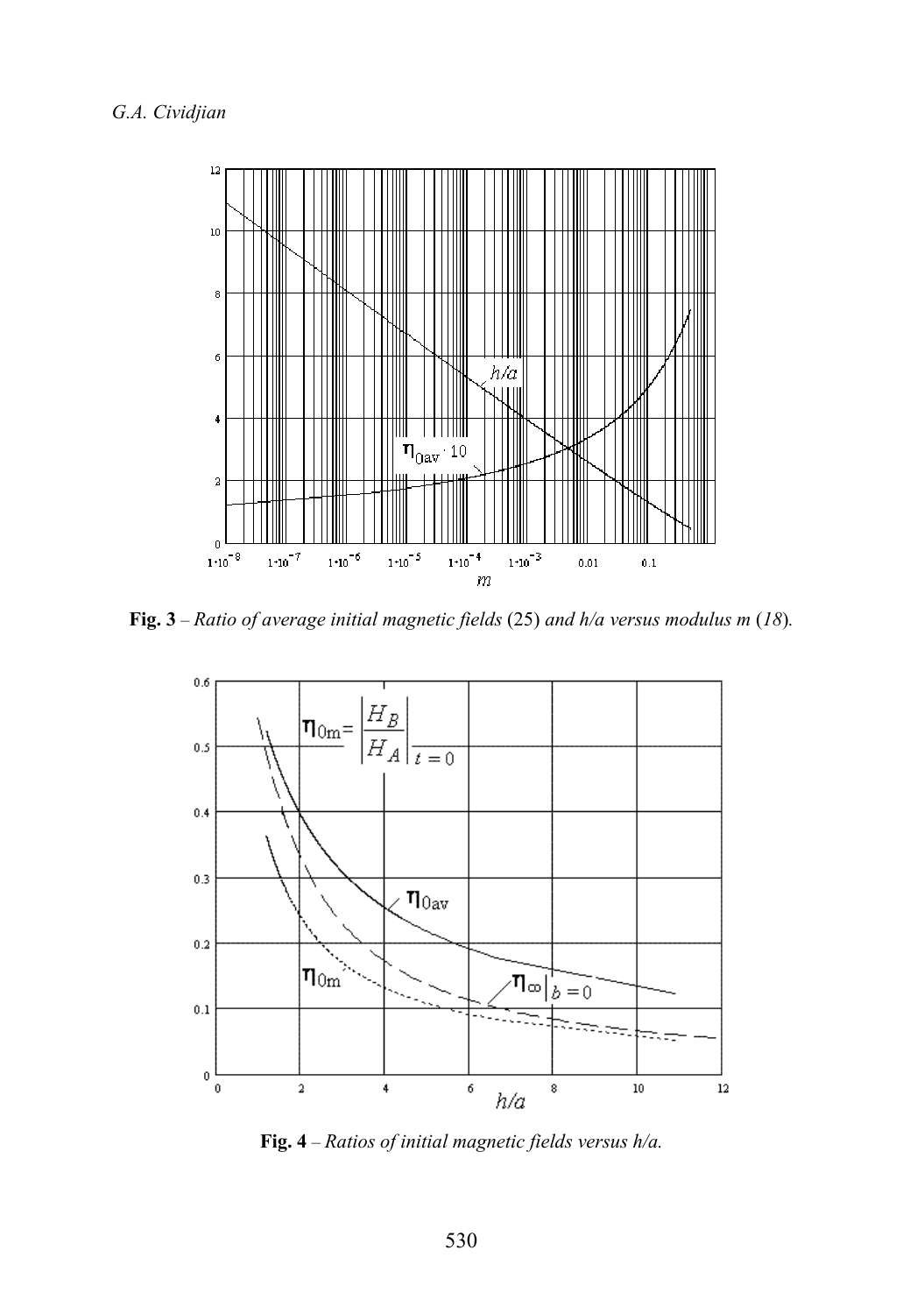**Fig. 3** – *Ratio of average initial magnetic fields* (25) *and h/a versus modulus m* (*18*).

**Fig. 4** – *Ratios of initial magnetic fields versus h/a.*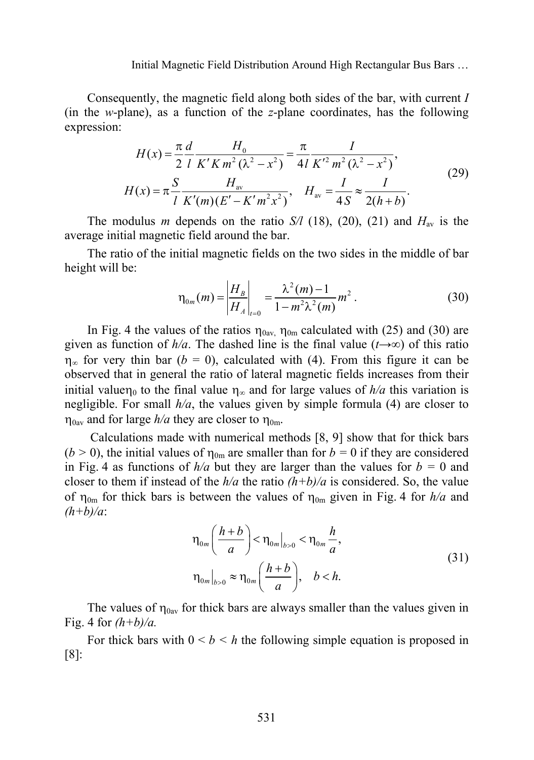Consequently, the magnetic field along both sides of the bar, with current $I$ (in the $w$-plane), as a function of the $z$-plane coordinates, has the following expression:

$$
\begin{aligned}
H(x) &= \frac{\pi}{2}\frac{d}{l}\frac{H_0}{K' K\, m^2(\lambda^2 - x^2)} = \frac{\pi}{4l}\frac{I}{K'^2 m^2(\lambda^2 - x^2)}, \\
H(x) &= \pi\frac{S}{l}\frac{H_{\text{av}}}{K'(m)(E' - K' m^2 x^2)}, \quad H_{\text{av}} = \frac{I}{4S} \approx \frac{I}{2(h+b)}.
\end{aligned}
\tag{29}
$$

The modulus $m$ depends on the ratio $S/l$ (18), (20), (21) and $H_{\text{av}}$ is the average initial magnetic field around the bar.

The ratio of the initial magnetic fields on the two sides in the middle of bar height will be:

$$
\eta_{0m}(m) = \left|\frac{H_B}{H_A}\right|_{t=0} = \frac{\lambda^2(m) - 1}{1 - m^2\lambda^2(m)} m^2 . \tag{30}
$$

In Fig. 4 the values of the ratios $\eta_{0\text{av}}$, $\eta_{0\text{m}}$ calculated with (25) and (30) are given as function of $h/a$. The dashed line is the final value ($t \to \infty$) of this ratio $\eta_\infty$ for very thin bar ($b = 0$), calculated with (4). From this figure it can be observed that in general the ratio of lateral magnetic fields increases from their initial value $\eta_0$ to the final value $\eta_\infty$ and for large values of $h/a$ this variation is negligible. For small $h/a$, the values given by simple formula (4) are closer to $\eta_{0\text{av}}$ and for large $h/a$ they are closer to $\eta_{0\text{m}}$.

Calculations made with numerical methods [8, 9] show that for thick bars ($b > 0$), the initial values of $\eta_{0\text{m}}$ are smaller than for $b = 0$ if they are considered in Fig. 4 as functions of $h/a$ but they are larger than the values for $b = 0$ and closer to them if instead of the $h/a$ the ratio $(h+b)/a$ is considered. So, the value of $\eta_{0\text{m}}$ for thick bars is between the values of $\eta_{0\text{m}}$ given in Fig. 4 for $h/a$ and $(h+b)/a$:

$$
\begin{aligned}
&\eta_{0m}\left(\frac{h+b}{a}\right) < \eta_{0m}\big|_{b>0} < \eta_{0m}\frac{h}{a}, \\
&\eta_{0m}\big|_{b>0} \approx \eta_{0m}\left(\frac{h+b}{a}\right), \quad b < h.
\end{aligned}
\tag{31}
$$

The values of $\eta_{0\text{av}}$ for thick bars are always smaller than the values given in Fig. 4 for $(h+b)/a$.

For thick bars with $0 < b < h$ the following simple equation is proposed in [8]: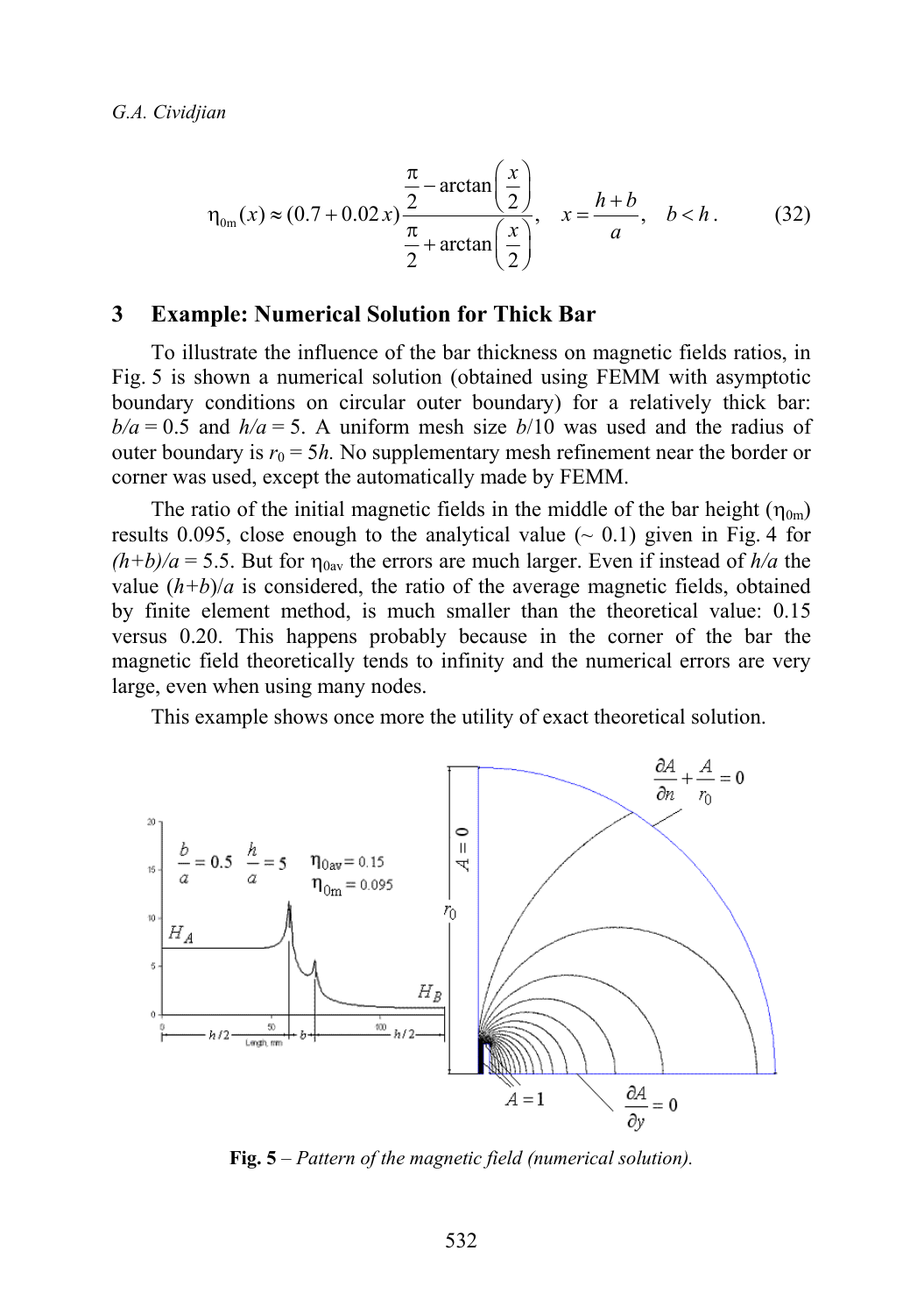$$\eta_{0m}(x) \approx (0.7 + 0.02\,x)\frac{\dfrac{\pi}{2} - \arctan\left(\dfrac{x}{2}\right)}{\dfrac{\pi}{2} + \arctan\left(\dfrac{x}{2}\right)}, \quad x = \frac{h+b}{a}, \quad b < h. \tag{32}$$

## 3 Example: Numerical Solution for Thick Bar

To illustrate the influence of the bar thickness on magnetic fields ratios, in Fig. 5 is shown a numerical solution (obtained using FEMM with asymptotic boundary conditions on circular outer boundary) for a relatively thick bar: $b/a = 0.5$ and $h/a = 5$. A uniform mesh size $b/10$ was used and the radius of outer boundary is $r_0 = 5h$. No supplementary mesh refinement near the border or corner was used, except the automatically made by FEMM.

The ratio of the initial magnetic fields in the middle of the bar height ($\eta_{0m}$) results 0.095, close enough to the analytical value (~ 0.1) given in Fig. 4 for $(h+b)/a = 5.5$. But for $\eta_{0av}$ the errors are much larger. Even if instead of $h/a$ the value $(h+b)/a$ is considered, the ratio of the average magnetic fields, obtained by finite element method, is much smaller than the theoretical value: 0.15 versus 0.20. This happens probably because in the corner of the bar the magnetic field theoretically tends to infinity and the numerical errors are very large, even when using many nodes.

This example shows once more the utility of exact theoretical solution.

**Fig. 5** – *Pattern of the magnetic field (numerical solution).*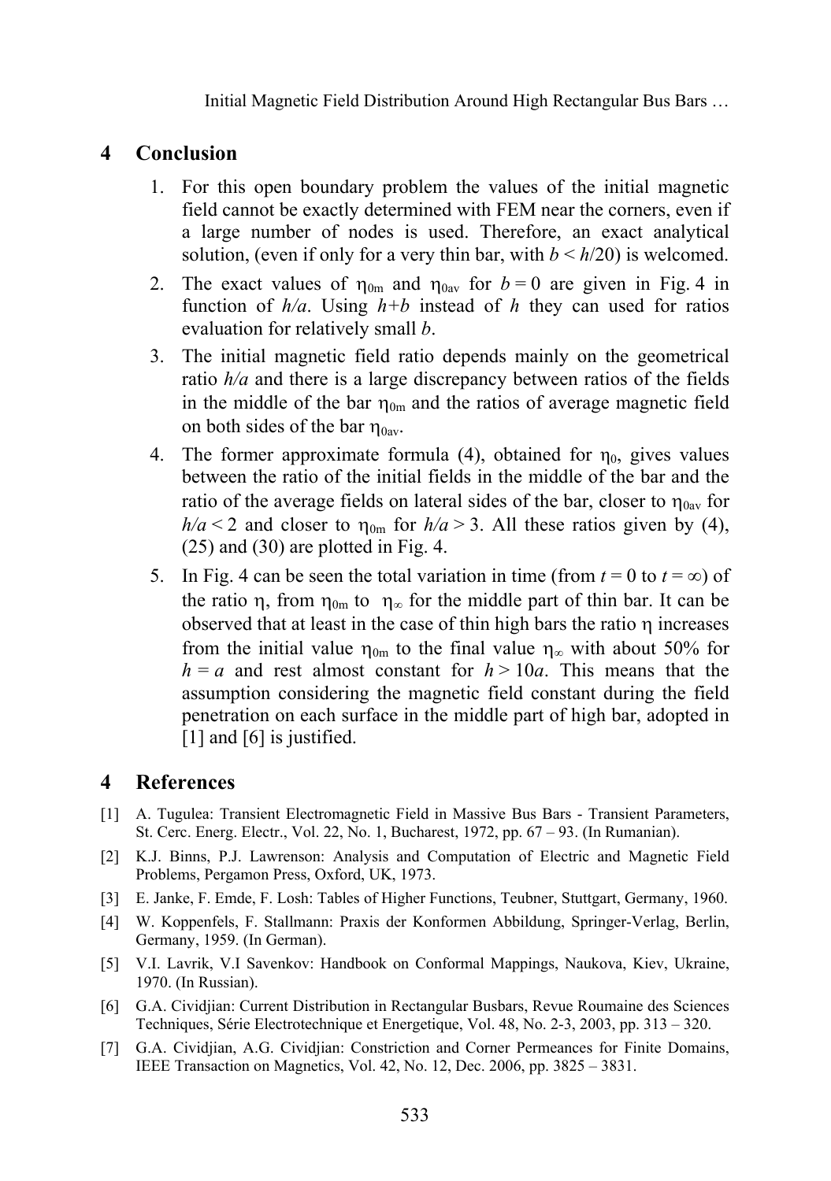## 4 Conclusion

1. For this open boundary problem the values of the initial magnetic field cannot be exactly determined with FEM near the corners, even if a large number of nodes is used. Therefore, an exact analytical solution, (even if only for a very thin bar, with $b < h/20$) is welcomed.
2. The exact values of $\eta_{0m}$ and $\eta_{0av}$ for $b = 0$ are given in Fig. 4 in function of $h/a$. Using $h+b$ instead of $h$ they can used for ratios evaluation for relatively small $b$.
3. The initial magnetic field ratio depends mainly on the geometrical ratio $h/a$ and there is a large discrepancy between ratios of the fields in the middle of the bar $\eta_{0m}$ and the ratios of average magnetic field on both sides of the bar $\eta_{0av}$.
4. The former approximate formula (4), obtained for $\eta_0$, gives values between the ratio of the initial fields in the middle of the bar and the ratio of the average fields on lateral sides of the bar, closer to $\eta_{0av}$ for $h/a < 2$ and closer to $\eta_{0m}$ for $h/a > 3$. All these ratios given by (4), (25) and (30) are plotted in Fig. 4.
5. In Fig. 4 can be seen the total variation in time (from $t = 0$ to $t = \infty$) of the ratio $\eta$, from $\eta_{0m}$ to $\eta_\infty$ for the middle part of thin bar. It can be observed that at least in the case of thin high bars the ratio $\eta$ increases from the initial value $\eta_{0m}$ to the final value $\eta_\infty$ with about 50% for $h = a$ and rest almost constant for $h > 10a$. This means that the assumption considering the magnetic field constant during the field penetration on each surface in the middle part of high bar, adopted in [1] and [6] is justified.

## 4 References

[1] A. Tugulea: Transient Electromagnetic Field in Massive Bus Bars - Transient Parameters, St. Cerc. Energ. Electr., Vol. 22, No. 1, Bucharest, 1972, pp. 67 – 93. (In Rumanian).

[2] K.J. Binns, P.J. Lawrenson: Analysis and Computation of Electric and Magnetic Field Problems, Pergamon Press, Oxford, UK, 1973.

[3] E. Janke, F. Emde, F. Losh: Tables of Higher Functions, Teubner, Stuttgart, Germany, 1960.

[4] W. Koppenfels, F. Stallmann: Praxis der Konformen Abbildung, Springer-Verlag, Berlin, Germany, 1959. (In German).

[5] V.I. Lavrik, V.I Savenkov: Handbook on Conformal Mappings, Naukova, Kiev, Ukraine, 1970. (In Russian).

[6] G.A. Cividjian: Current Distribution in Rectangular Busbars, Revue Roumaine des Sciences Techniques, Série Electrotechnique et Energetique, Vol. 48, No. 2-3, 2003, pp. 313 – 320.

[7] G.A. Cividjian, A.G. Cividjian: Constriction and Corner Permeances for Finite Domains, IEEE Transaction on Magnetics, Vol. 42, No. 12, Dec. 2006, pp. 3825 – 3831.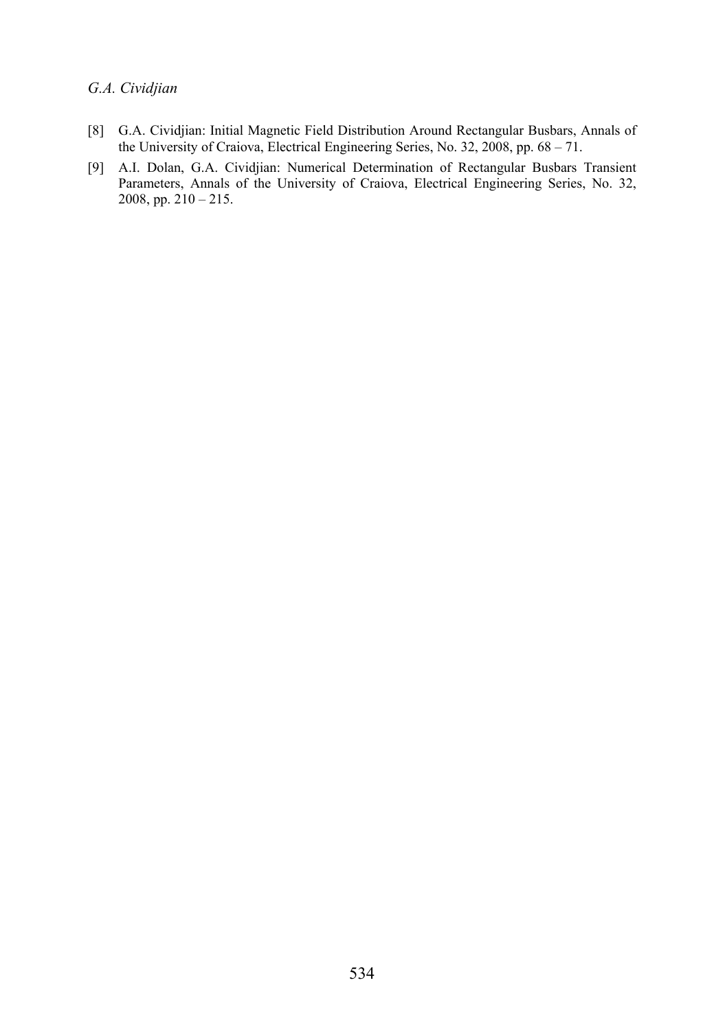[8] G.A. Cividjian: Initial Magnetic Field Distribution Around Rectangular Busbars, Annals of the University of Craiova, Electrical Engineering Series, No. 32, 2008, pp. 68 – 71.

[9] A.I. Dolan, G.A. Cividjian: Numerical Determination of Rectangular Busbars Transient Parameters, Annals of the University of Craiova, Electrical Engineering Series, No. 32, 2008, pp. 210 – 215.